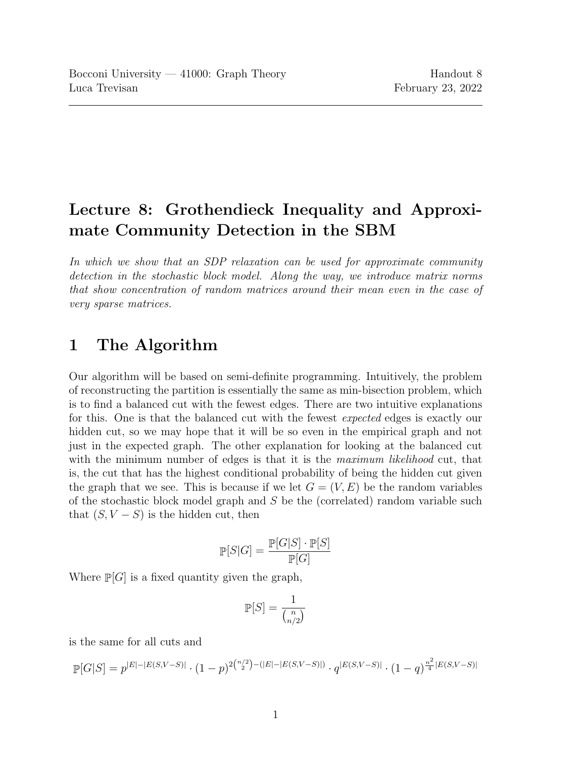Bocconi University — 41000: Graph Theory | Handout 8
Luca Trevisan | February 23, 2022

# Lecture 8: Grothendieck Inequality and Approximate Community Detection in the SBM

*In which we show that an SDP relaxation can be used for approximate community detection in the stochastic block model. Along the way, we introduce matrix norms that show concentration of random matrices around their mean even in the case of very sparse matrices.*

## 1 The Algorithm

Our algorithm will be based on semi-definite programming. Intuitively, the problem of reconstructing the partition is essentially the same as min-bisection problem, which is to find a balanced cut with the fewest edges. There are two intuitive explanations for this. One is that the balanced cut with the fewest *expected* edges is exactly our hidden cut, so we may hope that it will be so even in the empirical graph and not just in the expected graph. The other explanation for looking at the balanced cut with the minimum number of edges is that it is the *maximum likelihood* cut, that is, the cut that has the highest conditional probability of being the hidden cut given the graph that we see. This is because if we let $G = (V, E)$ be the random variables of the stochastic block model graph and $S$ be the (correlated) random variable such that $(S, V - S)$ is the hidden cut, then

$$\mathbb{P}[S|G] = \frac{\mathbb{P}[G|S] \cdot \mathbb{P}[S]}{\mathbb{P}[G]}$$

Where $\mathbb{P}[G]$ is a fixed quantity given the graph,

$$\mathbb{P}[S] = \frac{1}{\binom{n}{n/2}}$$

is the same for all cuts and

$$\mathbb{P}[G|S] = p^{|E|-|E(S,V-S)|} \cdot (1-p)^{2\binom{n/2}{2}-(|E|-|E(S,V-S)|)} \cdot q^{|E(S,V-S)|} \cdot (1-q)^{\frac{n^2}{4}|E(S,V-S)|}$$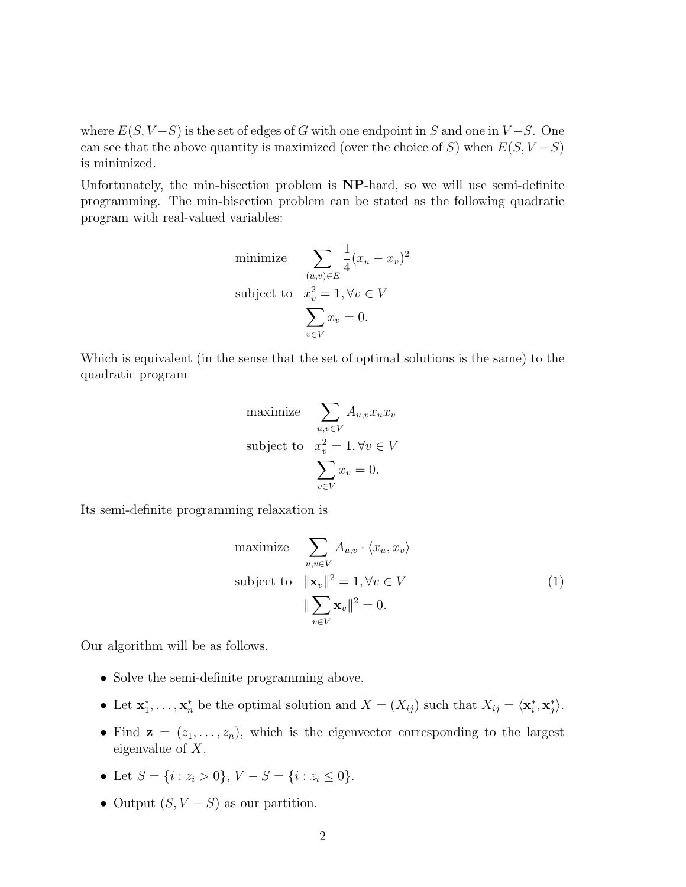where $E(S, V-S)$ is the set of edges of $G$ with one endpoint in $S$ and one in $V-S$. One can see that the above quantity is maximized (over the choice of $S$) when $E(S, V-S)$ is minimized.

Unfortunately, the min-bisection problem is **NP**-hard, so we will use semi-definite programming. The min-bisection problem can be stated as the following quadratic program with real-valued variables:

$$
\begin{aligned}
\text{minimize} \quad & \sum_{(u,v)\in E} \frac{1}{4}(x_u - x_v)^2 \\
\text{subject to} \quad & x_v^2 = 1, \forall v \in V \\
& \sum_{v \in V} x_v = 0.
\end{aligned}
$$

Which is equivalent (in the sense that the set of optimal solutions is the same) to the quadratic program

$$
\begin{aligned}
\text{maximize} \quad & \sum_{u,v\in V} A_{u,v} x_u x_v \\
\text{subject to} \quad & x_v^2 = 1, \forall v \in V \\
& \sum_{v \in V} x_v = 0.
\end{aligned}
$$

Its semi-definite programming relaxation is

$$
\begin{aligned}
\text{maximize} \quad & \sum_{u,v\in V} A_{u,v} \cdot \langle x_u, x_v \rangle \\
\text{subject to} \quad & \|\mathbf{x}_v\|^2 = 1, \forall v \in V \\
& \|\sum_{v \in V} \mathbf{x}_v\|^2 = 0.
\end{aligned}
\tag{1}
$$

Our algorithm will be as follows.

- Solve the semi-definite programming above.
- Let $\mathbf{x}_1^*, \dots, \mathbf{x}_n^*$ be the optimal solution and $X = (X_{ij})$ such that $X_{ij} = \langle \mathbf{x}_i^*, \mathbf{x}_j^* \rangle$.
- Find $\mathbf{z} = (z_1, \dots, z_n)$, which is the eigenvector corresponding to the largest eigenvalue of $X$.
- Let $S = \{i : z_i > 0\}$, $V - S = \{i : z_i \leq 0\}$.
- Output $(S, V - S)$ as our partition.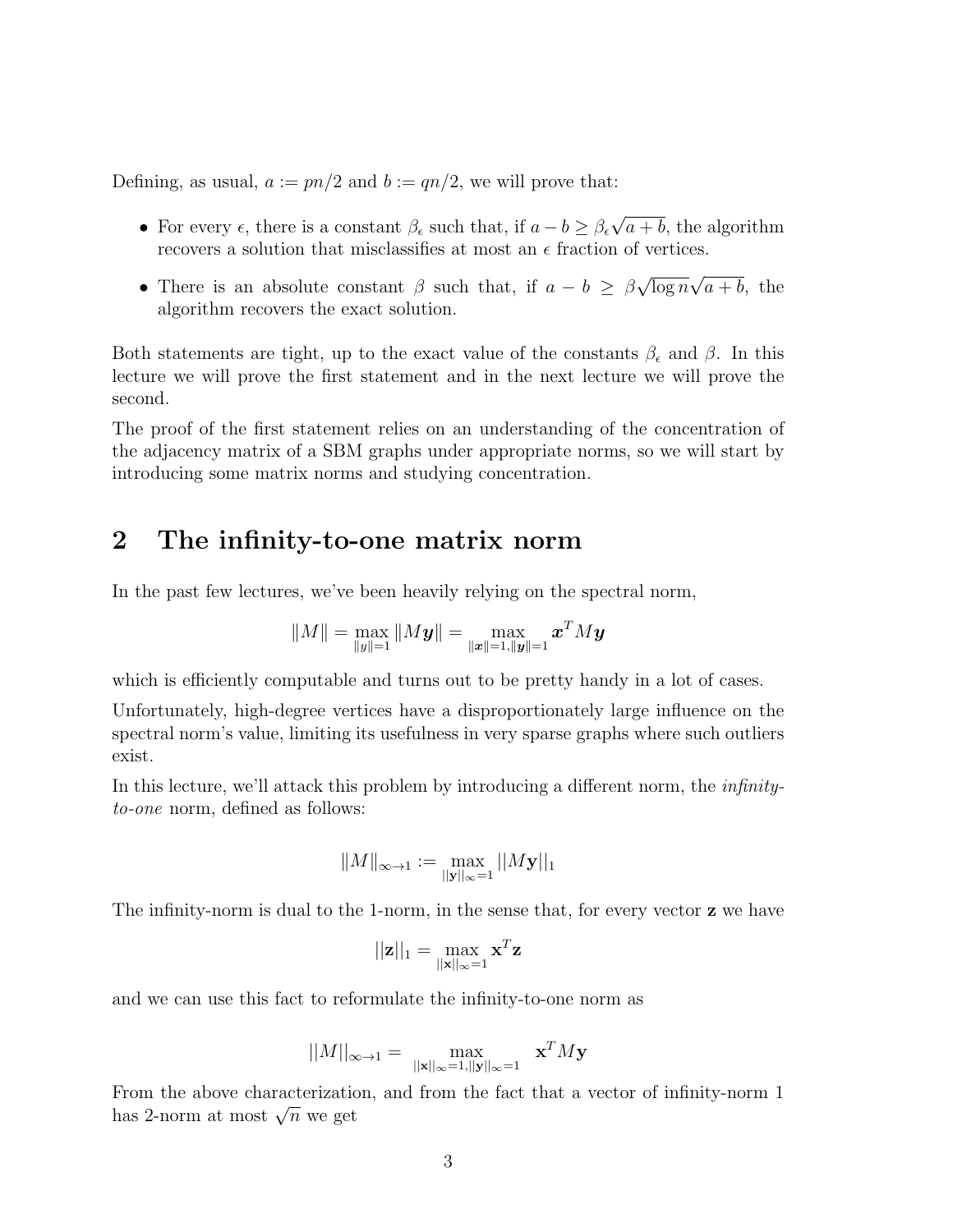Defining, as usual, $a := pn/2$ and $b := qn/2$, we will prove that:

- For every $\epsilon$, there is a constant $\beta_\epsilon$ such that, if $a - b \geq \beta_\epsilon \sqrt{a+b}$, the algorithm recovers a solution that misclassifies at most an $\epsilon$ fraction of vertices.
- There is an absolute constant $\beta$ such that, if $a - b \geq \beta \sqrt{\log n} \sqrt{a+b}$, the algorithm recovers the exact solution.

Both statements are tight, up to the exact value of the constants $\beta_\epsilon$ and $\beta$. In this lecture we will prove the first statement and in the next lecture we will prove the second.

The proof of the first statement relies on an understanding of the concentration of the adjacency matrix of a SBM graphs under appropriate norms, so we will start by introducing some matrix norms and studying concentration.

## 2 The infinity-to-one matrix norm

In the past few lectures, we've been heavily relying on the spectral norm,

$$\|M\| = \max_{\|y\|=1} \|M\boldsymbol{y}\| = \max_{\|\boldsymbol{x}\|=1, \|\boldsymbol{y}\|=1} \boldsymbol{x}^T M \boldsymbol{y}$$

which is efficiently computable and turns out to be pretty handy in a lot of cases.

Unfortunately, high-degree vertices have a disproportionately large influence on the spectral norm's value, limiting its usefulness in very sparse graphs where such outliers exist.

In this lecture, we'll attack this problem by introducing a different norm, the *infinity-to-one* norm, defined as follows:

$$\|M\|_{\infty\to 1} := \max_{||\mathbf{y}||_\infty = 1} ||M\mathbf{y}||_1$$

The infinity-norm is dual to the 1-norm, in the sense that, for every vector $\mathbf{z}$ we have

$$||\mathbf{z}||_1 = \max_{||\mathbf{x}||_\infty = 1} \mathbf{x}^T \mathbf{z}$$

and we can use this fact to reformulate the infinity-to-one norm as

$$||M||_{\infty\to 1} = \max_{||\mathbf{x}||_\infty = 1, ||\mathbf{y}||_\infty = 1} \mathbf{x}^T M \mathbf{y}$$

From the above characterization, and from the fact that a vector of infinity-norm 1 has 2-norm at most $\sqrt{n}$ we get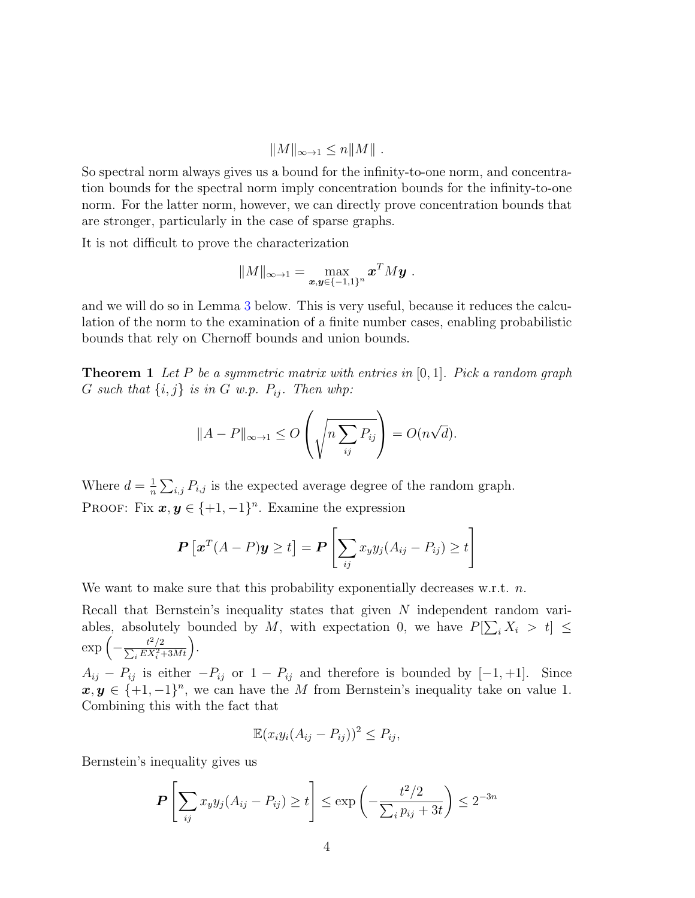$$\|M\|_{\infty\to 1} \le n\|M\| \ .$$

So spectral norm always gives us a bound for the infinity-to-one norm, and concentration bounds for the spectral norm imply concentration bounds for the infinity-to-one norm. For the latter norm, however, we can directly prove concentration bounds that are stronger, particularly in the case of sparse graphs.

It is not difficult to prove the characterization

$$\|M\|_{\infty\to 1} = \max_{\boldsymbol{x},\boldsymbol{y}\in\{-1,1\}^n} \boldsymbol{x}^T M \boldsymbol{y} \ .$$

and we will do so in Lemma 3 below. This is very useful, because it reduces the calculation of the norm to the examination of a finite number cases, enabling probabilistic bounds that rely on Chernoff bounds and union bounds.

**Theorem 1** *Let $P$ be a symmetric matrix with entries in $[0,1]$. Pick a random graph $G$ such that $\{i,j\}$ is in $G$ w.p. $P_{ij}$. Then whp:*

$$\|A-P\|_{\infty\to 1} \le O\left(\sqrt{n\sum_{ij} P_{ij}}\right) = O(n\sqrt{d}).$$

Where $d = \frac{1}{n}\sum_{i,j} P_{i,j}$ is the expected average degree of the random graph.

Proof: Fix $\boldsymbol{x},\boldsymbol{y} \in \{+1,-1\}^n$. Examine the expression

$$\boldsymbol{P}\left[\boldsymbol{x}^T(A-P)\boldsymbol{y} \ge t\right] = \boldsymbol{P}\left[\sum_{ij} x_y y_j (A_{ij}-P_{ij}) \ge t\right]$$

We want to make sure that this probability exponentially decreases w.r.t. $n$.

Recall that Bernstein's inequality states that given $N$ independent random variables, absolutely bounded by $M$, with expectation 0, we have $P[\sum_i X_i > t] \le \exp\left(-\frac{t^2/2}{\sum_i EX_i^2 + 3Mt}\right)$.

$A_{ij} - P_{ij}$ is either $-P_{ij}$ or $1-P_{ij}$ and therefore is bounded by $[-1,+1]$. Since $\boldsymbol{x},\boldsymbol{y} \in \{+1,-1\}^n$, we can have the $M$ from Bernstein's inequality take on value 1. Combining this with the fact that

$$\mathbb{E}(x_i y_i (A_{ij}-P_{ij}))^2 \le P_{ij},$$

Bernstein's inequality gives us

$$\boldsymbol{P}\left[\sum_{ij} x_y y_j (A_{ij}-P_{ij}) \ge t\right] \le \exp\left(-\frac{t^2/2}{\sum_i p_{ij} + 3t}\right) \le 2^{-3n}$$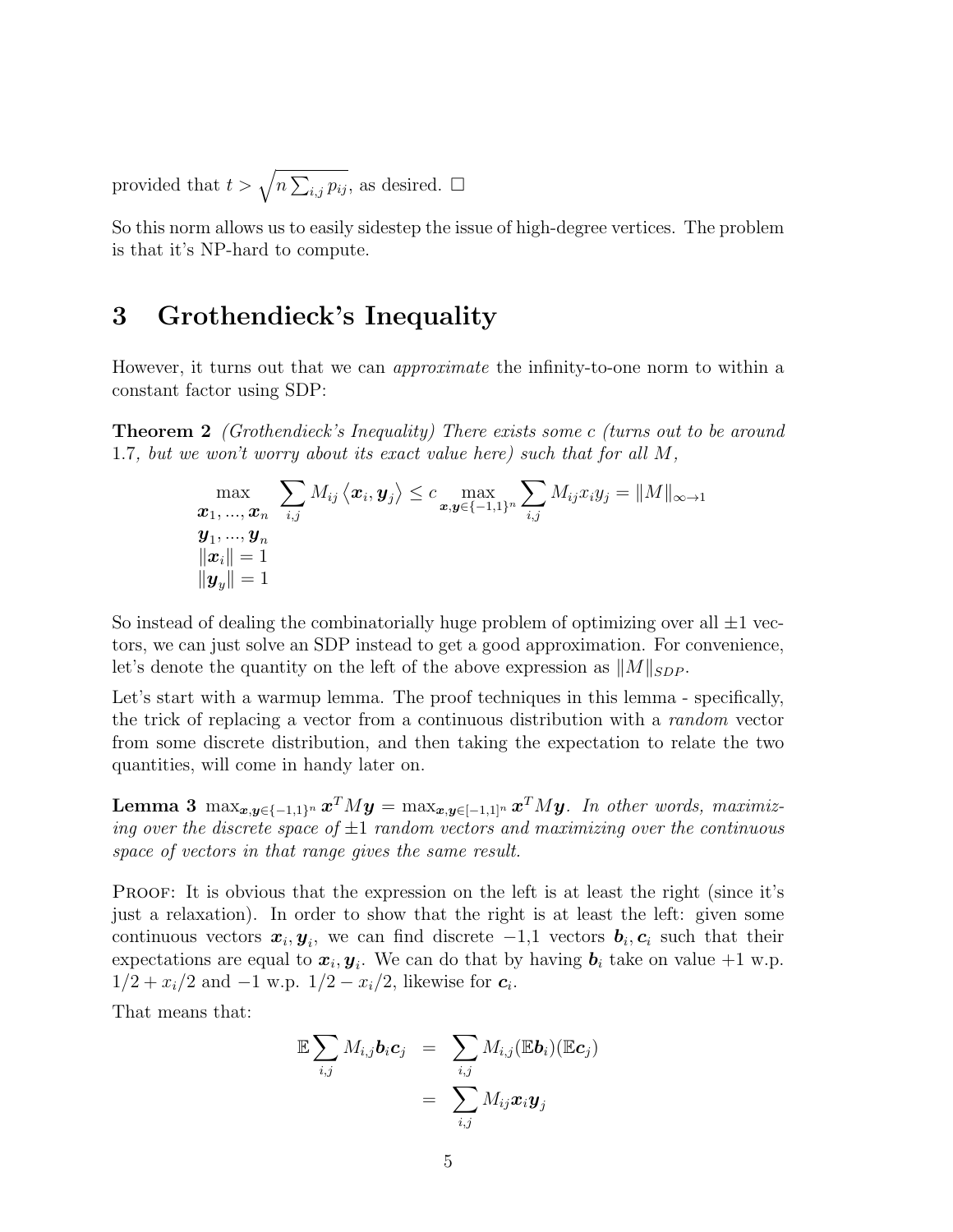provided that $t > \sqrt{n \sum_{i,j} p_{ij}}$, as desired. $\square$

So this norm allows us to easily sidestep the issue of high-degree vertices. The problem is that it's NP-hard to compute.

# 3 Grothendieck's Inequality

However, it turns out that we can *approximate* the infinity-to-one norm to within a constant factor using SDP:

**Theorem 2** *(Grothendieck's Inequality) There exists some c (turns out to be around 1.7, but we won't worry about its exact value here) such that for all M,*

$$\max_{\substack{\boldsymbol{x}_1, \ldots, \boldsymbol{x}_n \\ \boldsymbol{y}_1, \ldots, \boldsymbol{y}_n \\ \|\boldsymbol{x}_i\| = 1 \\ \|\boldsymbol{y}_y\| = 1}} \sum_{i,j} M_{ij} \langle \boldsymbol{x}_i, \boldsymbol{y}_j \rangle \leq c \max_{\boldsymbol{x}, \boldsymbol{y} \in \{-1,1\}^n} \sum_{i,j} M_{ij} x_i y_j = \|M\|_{\infty \to 1}$$

So instead of dealing the combinatorially huge problem of optimizing over all $\pm 1$ vectors, we can just solve an SDP instead to get a good approximation. For convenience, let's denote the quantity on the left of the above expression as $\|M\|_{SDP}$.

Let's start with a warmup lemma. The proof techniques in this lemma - specifically, the trick of replacing a vector from a continuous distribution with a *random* vector from some discrete distribution, and then taking the expectation to relate the two quantities, will come in handy later on.

**Lemma 3** $\max_{\boldsymbol{x}, \boldsymbol{y} \in \{-1,1\}^n} \boldsymbol{x}^T M \boldsymbol{y} = \max_{\boldsymbol{x}, \boldsymbol{y} \in [-1,1]^n} \boldsymbol{x}^T M \boldsymbol{y}$. *In other words, maximizing over the discrete space of $\pm 1$ random vectors and maximizing over the continuous space of vectors in that range gives the same result.*

Proof: It is obvious that the expression on the left is at least the right (since it's just a relaxation). In order to show that the right is at least the left: given some continuous vectors $\boldsymbol{x}_i, \boldsymbol{y}_i$, we can find discrete $-1$,1 vectors $\boldsymbol{b}_i, \boldsymbol{c}_i$ such that their expectations are equal to $\boldsymbol{x}_i, \boldsymbol{y}_i$. We can do that by having $\boldsymbol{b}_i$ take on value $+1$ w.p. $1/2 + x_i/2$ and $-1$ w.p. $1/2 - x_i/2$, likewise for $\boldsymbol{c}_i$.

That means that:

$$\begin{aligned} \mathbb{E} \sum_{i,j} M_{i,j} \boldsymbol{b}_i \boldsymbol{c}_j &= \sum_{i,j} M_{i,j} (\mathbb{E} \boldsymbol{b}_i)(\mathbb{E} \boldsymbol{c}_j) \\ &= \sum_{i,j} M_{ij} \boldsymbol{x}_i \boldsymbol{y}_j \end{aligned}$$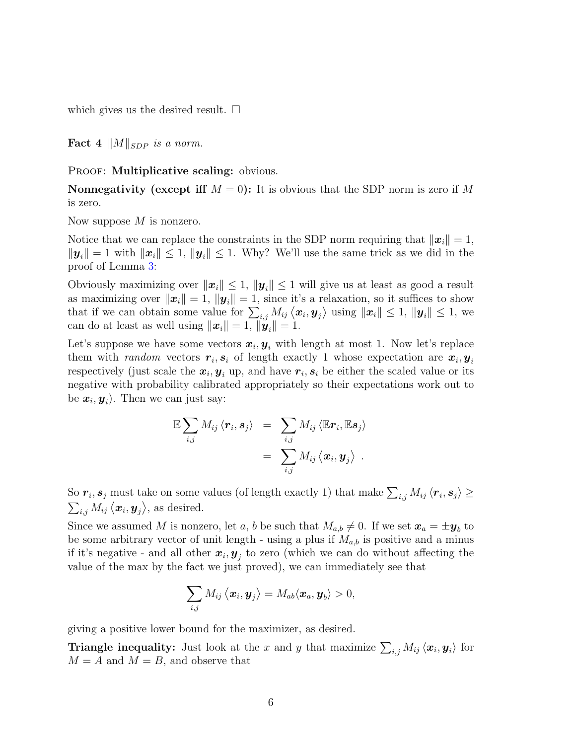which gives us the desired result. □

**Fact 4** *$\|M\|_{SDP}$ is a norm.*

PROOF: **Multiplicative scaling:** obvious.

**Nonnegativity (except iff $M = 0$):** It is obvious that the SDP norm is zero if $M$ is zero.

Now suppose $M$ is nonzero.

Notice that we can replace the constraints in the SDP norm requiring that $\|\boldsymbol{x}_i\| = 1$, $\|\boldsymbol{y}_i\| = 1$ with $\|\boldsymbol{x}_i\| \leq 1$, $\|\boldsymbol{y}_i\| \leq 1$. Why? We'll use the same trick as we did in the proof of Lemma 3:

Obviously maximizing over $\|\boldsymbol{x}_i\| \leq 1$, $\|\boldsymbol{y}_i\| \leq 1$ will give us at least as good a result as maximizing over $\|\boldsymbol{x}_i\| = 1$, $\|\boldsymbol{y}_i\| = 1$, since it's a relaxation, so it suffices to show that if we can obtain some value for $\sum_{i,j} M_{ij} \langle \boldsymbol{x}_i, \boldsymbol{y}_j \rangle$ using $\|\boldsymbol{x}_i\| \leq 1$, $\|\boldsymbol{y}_i\| \leq 1$, we can do at least as well using $\|\boldsymbol{x}_i\| = 1$, $\|\boldsymbol{y}_i\| = 1$.

Let's suppose we have some vectors $\boldsymbol{x}_i, \boldsymbol{y}_i$ with length at most 1. Now let's replace them with *random* vectors $\boldsymbol{r}_i, \boldsymbol{s}_i$ of length exactly 1 whose expectation are $\boldsymbol{x}_i, \boldsymbol{y}_i$ respectively (just scale the $\boldsymbol{x}_i, \boldsymbol{y}_i$ up, and have $\boldsymbol{r}_i, \boldsymbol{s}_i$ be either the scaled value or its negative with probability calibrated appropriately so their expectations work out to be $\boldsymbol{x}_i, \boldsymbol{y}_i$). Then we can just say:

$$
\begin{aligned}
\mathbb{E} \sum_{i,j} M_{ij} \langle \boldsymbol{r}_i, \boldsymbol{s}_j \rangle &= \sum_{i,j} M_{ij} \langle \mathbb{E} \boldsymbol{r}_i, \mathbb{E} \boldsymbol{s}_j \rangle \\
&= \sum_{i,j} M_{ij} \langle \boldsymbol{x}_i, \boldsymbol{y}_j \rangle \ .
\end{aligned}
$$

So $\boldsymbol{r}_i, \boldsymbol{s}_j$ must take on some values (of length exactly 1) that make $\sum_{i,j} M_{ij} \langle \boldsymbol{r}_i, \boldsymbol{s}_j \rangle \geq \sum_{i,j} M_{ij} \langle \boldsymbol{x}_i, \boldsymbol{y}_j \rangle$, as desired.

Since we assumed $M$ is nonzero, let $a, b$ be such that $M_{a,b} \neq 0$. If we set $\boldsymbol{x}_a = \pm \boldsymbol{y}_b$ to be some arbitrary vector of unit length - using a plus if $M_{a,b}$ is positive and a minus if it's negative - and all other $\boldsymbol{x}_i, \boldsymbol{y}_j$ to zero (which we can do without affecting the value of the max by the fact we just proved), we can immediately see that

$$
\sum_{i,j} M_{ij} \langle \boldsymbol{x}_i, \boldsymbol{y}_j \rangle = M_{ab} \langle \boldsymbol{x}_a, \boldsymbol{y}_b \rangle > 0,
$$

giving a positive lower bound for the maximizer, as desired.

**Triangle inequality:** Just look at the $x$ and $y$ that maximize $\sum_{i,j} M_{ij} \langle \boldsymbol{x}_i, \boldsymbol{y}_i \rangle$ for $M = A$ and $M = B$, and observe that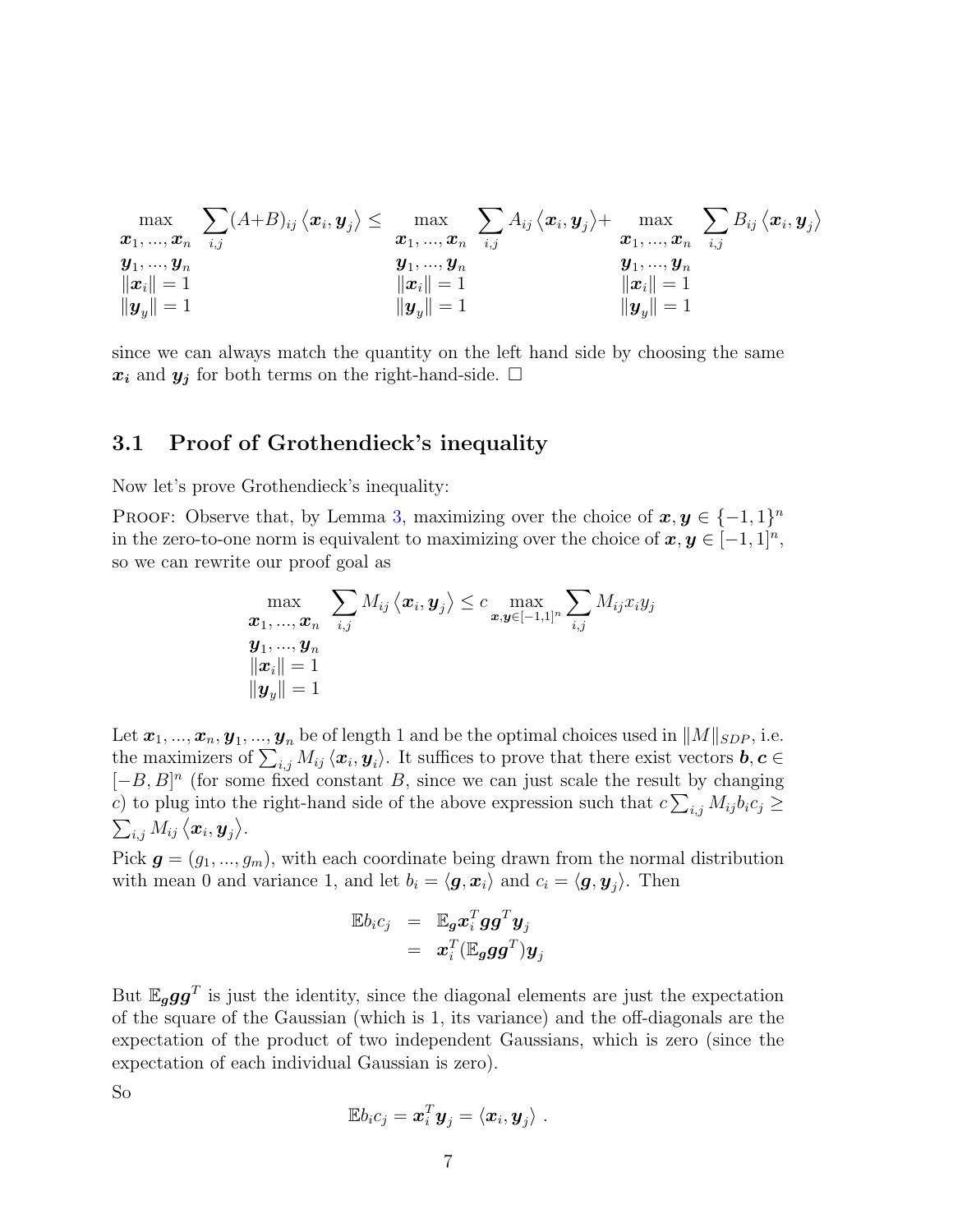$$\max_{\substack{\boldsymbol{x}_1, \ldots, \boldsymbol{x}_n \\ \boldsymbol{y}_1, \ldots, \boldsymbol{y}_n \\ \|\boldsymbol{x}_i\| = 1 \\ \|\boldsymbol{y}_y\| = 1}} \sum_{i,j} (A+B)_{ij} \langle \boldsymbol{x}_i, \boldsymbol{y}_j \rangle \leq \max_{\substack{\boldsymbol{x}_1, \ldots, \boldsymbol{x}_n \\ \boldsymbol{y}_1, \ldots, \boldsymbol{y}_n \\ \|\boldsymbol{x}_i\| = 1 \\ \|\boldsymbol{y}_y\| = 1}} \sum_{i,j} A_{ij} \langle \boldsymbol{x}_i, \boldsymbol{y}_j \rangle + \max_{\substack{\boldsymbol{x}_1, \ldots, \boldsymbol{x}_n \\ \boldsymbol{y}_1, \ldots, \boldsymbol{y}_n \\ \|\boldsymbol{x}_i\| = 1 \\ \|\boldsymbol{y}_y\| = 1}} \sum_{i,j} B_{ij} \langle \boldsymbol{x}_i, \boldsymbol{y}_j \rangle$$

since we can always match the quantity on the left hand side by choosing the same $\boldsymbol{x_i}$ and $\boldsymbol{y_j}$ for both terms on the right-hand-side. □

## 3.1 Proof of Grothendieck's inequality

Now let's prove Grothendieck's inequality:

PROOF: Observe that, by Lemma 3, maximizing over the choice of $\boldsymbol{x}, \boldsymbol{y} \in \{-1, 1\}^n$ in the zero-to-one norm is equivalent to maximizing over the choice of $\boldsymbol{x}, \boldsymbol{y} \in [-1, 1]^n$, so we can rewrite our proof goal as

$$\max_{\substack{\boldsymbol{x}_1, \ldots, \boldsymbol{x}_n \\ \boldsymbol{y}_1, \ldots, \boldsymbol{y}_n \\ \|\boldsymbol{x}_i\| = 1 \\ \|\boldsymbol{y}_y\| = 1}} \sum_{i,j} M_{ij} \langle \boldsymbol{x}_i, \boldsymbol{y}_j \rangle \leq c \max_{\boldsymbol{x}, \boldsymbol{y} \in [-1,1]^n} \sum_{i,j} M_{ij} x_i y_j$$

Let $\boldsymbol{x}_1, \ldots, \boldsymbol{x}_n, \boldsymbol{y}_1, \ldots, \boldsymbol{y}_n$ be of length 1 and be the optimal choices used in $\|M\|_{SDP}$, i.e. the maximizers of $\sum_{i,j} M_{ij} \langle \boldsymbol{x}_i, \boldsymbol{y}_i \rangle$. It suffices to prove that there exist vectors $\boldsymbol{b}, \boldsymbol{c} \in [-B, B]^n$ (for some fixed constant $B$, since we can just scale the result by changing $c$) to plug into the right-hand side of the above expression such that $c \sum_{i,j} M_{ij} b_i c_j \geq \sum_{i,j} M_{ij} \langle \boldsymbol{x}_i, \boldsymbol{y}_j \rangle$.

Pick $\boldsymbol{g} = (g_1, \ldots, g_m)$, with each coordinate being drawn from the normal distribution with mean 0 and variance 1, and let $b_i = \langle \boldsymbol{g}, \boldsymbol{x}_i \rangle$ and $c_i = \langle \boldsymbol{g}, \boldsymbol{y}_i \rangle$. Then

$$\begin{aligned} \mathbb{E} b_i c_j &= \mathbb{E}_{\boldsymbol{g}} \boldsymbol{x}_i^T \boldsymbol{g} \boldsymbol{g}^T \boldsymbol{y}_j \\ &= \boldsymbol{x}_i^T (\mathbb{E}_{\boldsymbol{g}} \boldsymbol{g} \boldsymbol{g}^T) \boldsymbol{y}_j \end{aligned}$$

But $\mathbb{E}_{\boldsymbol{g}} \boldsymbol{g} \boldsymbol{g}^T$ is just the identity, since the diagonal elements are just the expectation of the square of the Gaussian (which is 1, its variance) and the off-diagonals are the expectation of the product of two independent Gaussians, which is zero (since the expectation of each individual Gaussian is zero).

So

$$\mathbb{E} b_i c_j = \boldsymbol{x}_i^T \boldsymbol{y}_j = \langle \boldsymbol{x}_i, \boldsymbol{y}_j \rangle \ .$$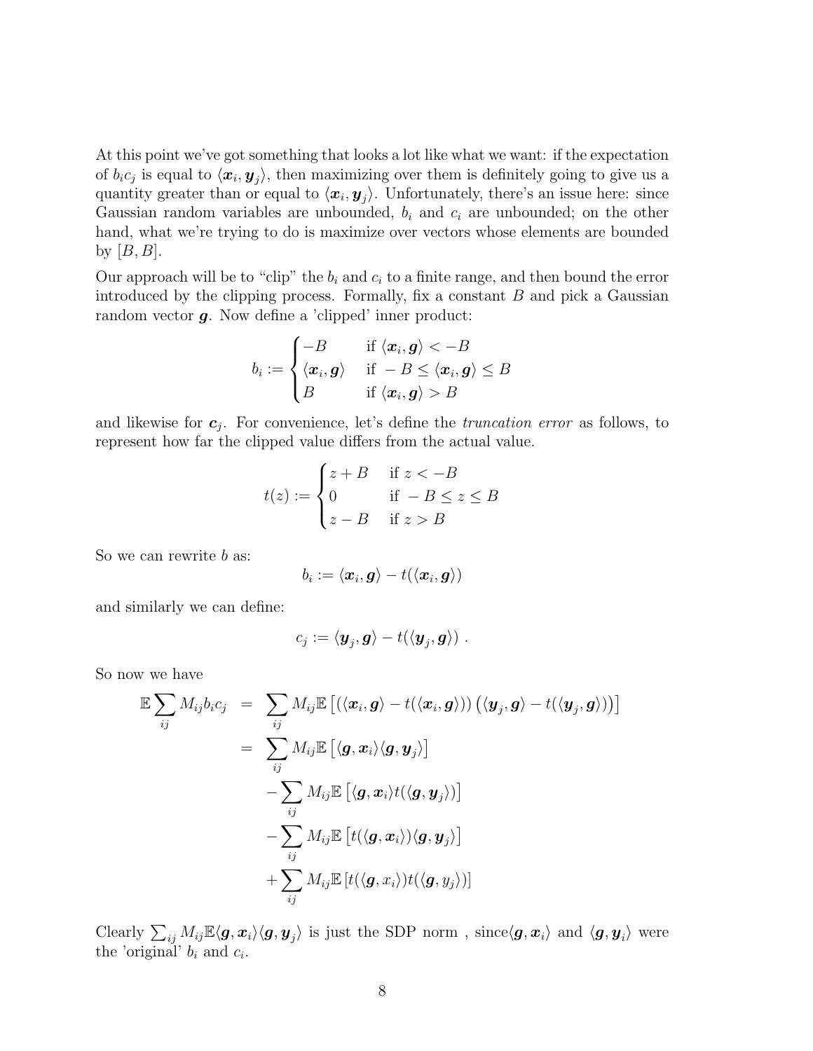At this point we've got something that looks a lot like what we want: if the expectation of $b_i c_j$ is equal to $\langle \boldsymbol{x}_i, \boldsymbol{y}_j \rangle$, then maximizing over them is definitely going to give us a quantity greater than or equal to $\langle \boldsymbol{x}_i, \boldsymbol{y}_j \rangle$. Unfortunately, there's an issue here: since Gaussian random variables are unbounded, $b_i$ and $c_i$ are unbounded; on the other hand, what we're trying to do is maximize over vectors whose elements are bounded by $[B, B]$.

Our approach will be to "clip" the $b_i$ and $c_i$ to a finite range, and then bound the error introduced by the clipping process. Formally, fix a constant $B$ and pick a Gaussian random vector $\boldsymbol{g}$. Now define a 'clipped' inner product:

$$b_i := \begin{cases} -B & \text{if } \langle \boldsymbol{x}_i, \boldsymbol{g} \rangle < -B \\ \langle \boldsymbol{x}_i, \boldsymbol{g} \rangle & \text{if } -B \leq \langle \boldsymbol{x}_i, \boldsymbol{g} \rangle \leq B \\ B & \text{if } \langle \boldsymbol{x}_i, \boldsymbol{g} \rangle > B \end{cases}$$

and likewise for $\boldsymbol{c}_j$. For convenience, let's define the *truncation error* as follows, to represent how far the clipped value differs from the actual value.

$$t(z) := \begin{cases} z + B & \text{if } z < -B \\ 0 & \text{if } -B \leq z \leq B \\ z - B & \text{if } z > B \end{cases}$$

So we can rewrite $b$ as:

$$b_i := \langle \boldsymbol{x}_i, \boldsymbol{g} \rangle - t(\langle \boldsymbol{x}_i, \boldsymbol{g} \rangle)$$

and similarly we can define:

$$c_j := \langle \boldsymbol{y}_j, \boldsymbol{g} \rangle - t(\langle \boldsymbol{y}_j, \boldsymbol{g} \rangle) \ .$$

So now we have

$$\begin{aligned}
\mathbb{E} \sum_{ij} M_{ij} b_i c_j &= \sum_{ij} M_{ij} \mathbb{E} \left[ \left( \langle \boldsymbol{x}_i, \boldsymbol{g} \rangle - t(\langle \boldsymbol{x}_i, \boldsymbol{g} \rangle) \right) \left( \langle \boldsymbol{y}_j, \boldsymbol{g} \rangle - t(\langle \boldsymbol{y}_j, \boldsymbol{g} \rangle) \right) \right] \\
&= \sum_{ij} M_{ij} \mathbb{E} \left[ \langle \boldsymbol{g}, \boldsymbol{x}_i \rangle \langle \boldsymbol{g}, \boldsymbol{y}_j \rangle \right] \\
&\quad - \sum_{ij} M_{ij} \mathbb{E} \left[ \langle \boldsymbol{g}, \boldsymbol{x}_i \rangle t(\langle \boldsymbol{g}, \boldsymbol{y}_j \rangle) \right] \\
&\quad - \sum_{ij} M_{ij} \mathbb{E} \left[ t(\langle \boldsymbol{g}, \boldsymbol{x}_i \rangle) \langle \boldsymbol{g}, \boldsymbol{y}_j \rangle \right] \\
&\quad + \sum_{ij} M_{ij} \mathbb{E} \left[ t(\langle \boldsymbol{g}, x_i \rangle) t(\langle \boldsymbol{g}, y_j \rangle) \right]
\end{aligned}$$

Clearly $\sum_{ij} M_{ij} \mathbb{E} \langle \boldsymbol{g}, \boldsymbol{x}_i \rangle \langle \boldsymbol{g}, \boldsymbol{y}_j \rangle$ is just the SDP norm , since $\langle \boldsymbol{g}, \boldsymbol{x}_i \rangle$ and $\langle \boldsymbol{g}, \boldsymbol{y}_i \rangle$ were the 'original' $b_i$ and $c_i$.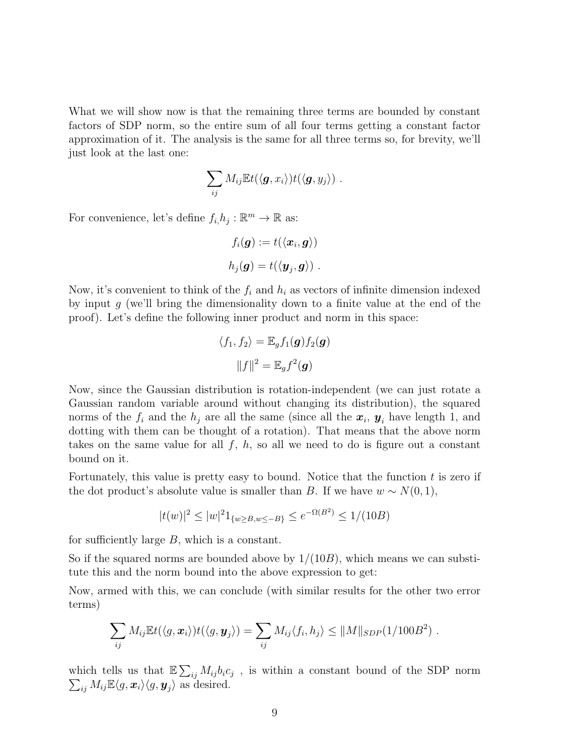What we will show now is that the remaining three terms are bounded by constant factors of SDP norm, so the entire sum of all four terms getting a constant factor approximation of it. The analysis is the same for all three terms so, for brevity, we'll just look at the last one:

$$\sum_{ij} M_{ij} \mathbb{E} t(\langle \boldsymbol{g}, x_i \rangle) t(\langle \boldsymbol{g}, y_j \rangle) \ .$$

For convenience, let's define $f_i, h_j : \mathbb{R}^m \to \mathbb{R}$ as:

$$f_i(\boldsymbol{g}) := t(\langle \boldsymbol{x}_i, \boldsymbol{g} \rangle)$$

$$h_j(\boldsymbol{g}) = t(\langle \boldsymbol{y}_j, \boldsymbol{g} \rangle) \ .$$

Now, it's convenient to think of the $f_i$ and $h_i$ as vectors of infinite dimension indexed by input $g$ (we'll bring the dimensionality down to a finite value at the end of the proof). Let's define the following inner product and norm in this space:

$$\langle f_1, f_2 \rangle = \mathbb{E}_g f_1(\boldsymbol{g}) f_2(\boldsymbol{g})$$

$$\|f\|^2 = \mathbb{E}_g f^2(\boldsymbol{g})$$

Now, since the Gaussian distribution is rotation-independent (we can just rotate a Gaussian random variable around without changing its distribution), the squared norms of the $f_i$ and the $h_j$ are all the same (since all the $\boldsymbol{x}_i$, $\boldsymbol{y}_i$ have length 1, and dotting with them can be thought of a rotation). That means that the above norm takes on the same value for all $f$, $h$, so all we need to do is figure out a constant bound on it.

Fortunately, this value is pretty easy to bound. Notice that the function $t$ is zero if the dot product's absolute value is smaller than $B$. If we have $w \sim N(0, 1)$,

$$|t(w)|^2 \leq |w|^2 1_{\{w \geq B, w \leq -B\}} \leq e^{-\Omega(B^2)} \leq 1/(10B)$$

for sufficiently large $B$, which is a constant.

So if the squared norms are bounded above by $1/(10B)$, which means we can substitute this and the norm bound into the above expression to get:

Now, armed with this, we can conclude (with similar results for the other two error terms)

$$\sum_{ij} M_{ij} \mathbb{E} t(\langle g, \boldsymbol{x}_i \rangle) t(\langle g, \boldsymbol{y}_j \rangle) = \sum_{ij} M_{ij} \langle f_i, h_j \rangle \leq \|M\|_{SDP} (1/100B^2) \ .$$

which tells us that $\mathbb{E} \sum_{ij} M_{ij} b_i c_j$ , is within a constant bound of the SDP norm $\sum_{ij} M_{ij} \mathbb{E} \langle g, \boldsymbol{x}_i \rangle \langle g, \boldsymbol{y}_j \rangle$ as desired.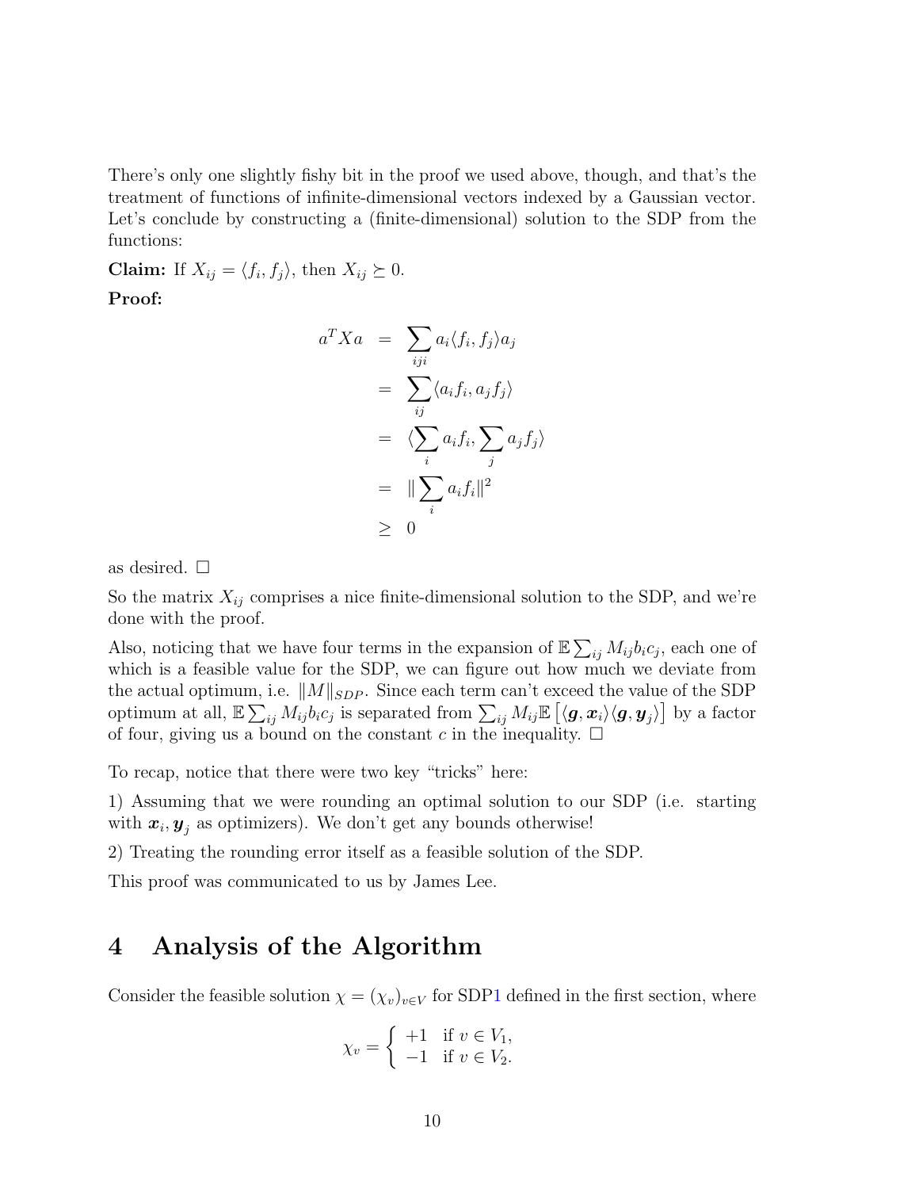There's only one slightly fishy bit in the proof we used above, though, and that's the treatment of functions of infinite-dimensional vectors indexed by a Gaussian vector. Let's conclude by constructing a (finite-dimensional) solution to the SDP from the functions:

**Claim:** If $X_{ij} = \langle f_i, f_j \rangle$, then $X_{ij} \succeq 0$.

**Proof:**

$$
\begin{aligned}
a^T X a &= \sum_{iji} a_i \langle f_i, f_j \rangle a_j \\
&= \sum_{ij} \langle a_i f_i, a_j f_j \rangle \\
&= \langle \sum_i a_i f_i, \sum_j a_j f_j \rangle \\
&= \| \sum_i a_i f_i \|^2 \\
&\geq 0
\end{aligned}
$$

as desired. □

So the matrix $X_{ij}$ comprises a nice finite-dimensional solution to the SDP, and we're done with the proof.

Also, noticing that we have four terms in the expansion of $\mathbb{E} \sum_{ij} M_{ij} b_i c_j$, each one of which is a feasible value for the SDP, we can figure out how much we deviate from the actual optimum, i.e. $\|M\|_{SDP}$. Since each term can't exceed the value of the SDP optimum at all, $\mathbb{E} \sum_{ij} M_{ij} b_i c_j$ is separated from $\sum_{ij} M_{ij} \mathbb{E}\left[\langle \boldsymbol{g}, \boldsymbol{x}_i \rangle \langle \boldsymbol{g}, \boldsymbol{y}_j \rangle\right]$ by a factor of four, giving us a bound on the constant $c$ in the inequality. □

To recap, notice that there were two key "tricks" here:

1) Assuming that we were rounding an optimal solution to our SDP (i.e. starting with $\boldsymbol{x}_i, \boldsymbol{y}_j$ as optimizers). We don't get any bounds otherwise!

2) Treating the rounding error itself as a feasible solution of the SDP.

This proof was communicated to us by James Lee.

# 4 Analysis of the Algorithm

Consider the feasible solution $\chi = (\chi_v)_{v \in V}$ for SDP1 defined in the first section, where

$$
\chi_v = \begin{cases} +1 & \text{if } v \in V_1, \\ -1 & \text{if } v \in V_2. \end{cases}
$$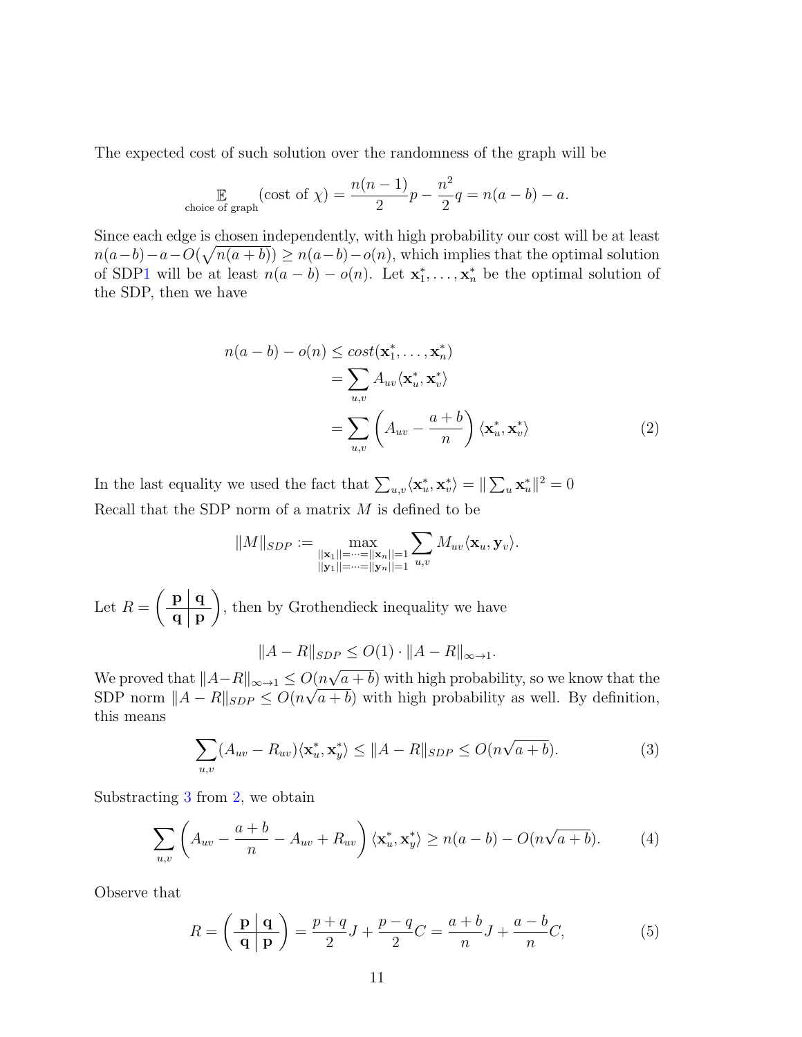The expected cost of such solution over the randomness of the graph will be

$$\mathop{\mathbb{E}}_{\text{choice of graph}}(\text{cost of } \chi) = \frac{n(n-1)}{2}p - \frac{n^2}{2}q = n(a-b) - a.$$

Since each edge is chosen independently, with high probability our cost will be at least $n(a-b)-a-O(\sqrt{n(a+b)}) \geq n(a-b)-o(n)$, which implies that the optimal solution of SDP1 will be at least $n(a-b)-o(n)$. Let $\mathbf{x}_1^*, \ldots, \mathbf{x}_n^*$ be the optimal solution of the SDP, then we have

$$\begin{aligned}
n(a-b) - o(n) &\leq cost(\mathbf{x}_1^*, \ldots, \mathbf{x}_n^*) \\
&= \sum_{u,v} A_{uv} \langle \mathbf{x}_u^*, \mathbf{x}_v^* \rangle \\
&= \sum_{u,v} \left( A_{uv} - \frac{a+b}{n} \right) \langle \mathbf{x}_u^*, \mathbf{x}_v^* \rangle
\end{aligned} \tag{2}$$

In the last equality we used the fact that $\sum_{u,v} \langle \mathbf{x}_u^*, \mathbf{x}_v^* \rangle = \| \sum_u \mathbf{x}_u^* \|^2 = 0$

Recall that the SDP norm of a matrix $M$ is defined to be

$$\|M\|_{SDP} := \max_{\substack{||\mathbf{x}_1||=\cdots=||\mathbf{x}_n||=1 \\ ||\mathbf{y}_1||=\cdots=||\mathbf{y}_n||=1}} \sum_{u,v} M_{uv} \langle \mathbf{x}_u, \mathbf{y}_v \rangle.$$

Let $R = \left( \begin{array}{c|c} \mathbf{p} & \mathbf{q} \\ \hline \mathbf{q} & \mathbf{p} \end{array} \right)$, then by Grothendieck inequality we have

$$\|A - R\|_{SDP} \leq O(1) \cdot \|A - R\|_{\infty \to 1}.$$

We proved that $\|A-R\|_{\infty\to 1} \leq O(n\sqrt{a+b})$ with high probability, so we know that the SDP norm $\|A - R\|_{SDP} \leq O(n\sqrt{a+b})$ with high probability as well. By definition, this means

$$\sum_{u,v} (A_{uv} - R_{uv}) \langle \mathbf{x}_u^*, \mathbf{x}_y^* \rangle \leq \|A - R\|_{SDP} \leq O(n\sqrt{a+b}). \tag{3}$$

Substracting 3 from 2, we obtain

$$\sum_{u,v} \left( A_{uv} - \frac{a+b}{n} - A_{uv} + R_{uv} \right) \langle \mathbf{x}_u^*, \mathbf{x}_y^* \rangle \geq n(a-b) - O(n\sqrt{a+b}). \tag{4}$$

Observe that

$$R = \left( \begin{array}{c|c} \mathbf{p} & \mathbf{q} \\ \hline \mathbf{q} & \mathbf{p} \end{array} \right) = \frac{p+q}{2} J + \frac{p-q}{2} C = \frac{a+b}{n} J + \frac{a-b}{n} C, \tag{5}$$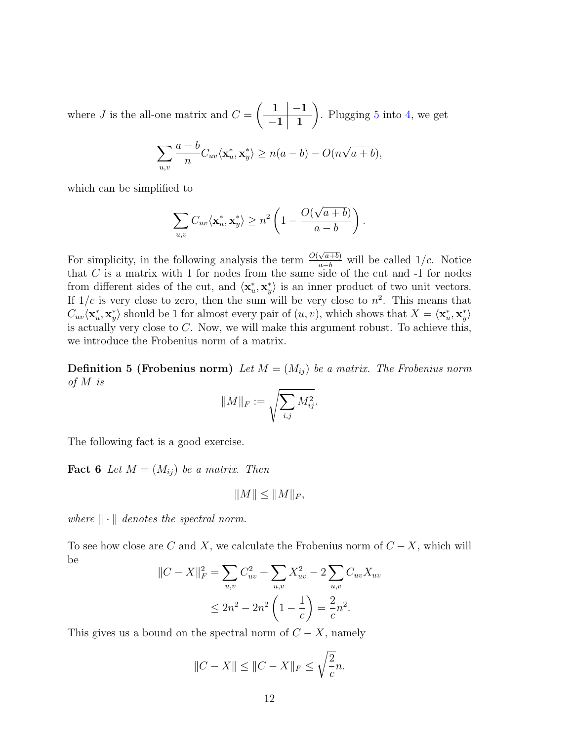where $J$ is the all-one matrix and $C = \left( \begin{array}{c|c} \mathbf{1} & \mathbf{-1} \\ \hline \mathbf{-1} & \mathbf{1} \end{array} \right)$. Plugging 5 into 4, we get

$$\sum_{u,v} \frac{a-b}{n} C_{uv} \langle \mathbf{x}_u^*, \mathbf{x}_y^* \rangle \geq n(a-b) - O(n\sqrt{a+b}),$$

which can be simplified to

$$\sum_{u,v} C_{uv} \langle \mathbf{x}_u^*, \mathbf{x}_y^* \rangle \geq n^2 \left( 1 - \frac{O(\sqrt{a+b})}{a-b} \right).$$

For simplicity, in the following analysis the term $\frac{O(\sqrt{a+b})}{a-b}$ will be called $1/c$. Notice that $C$ is a matrix with 1 for nodes from the same side of the cut and -1 for nodes from different sides of the cut, and $\langle \mathbf{x}_u^*, \mathbf{x}_y^* \rangle$ is an inner product of two unit vectors. If $1/c$ is very close to zero, then the sum will be very close to $n^2$. This means that $C_{uv} \langle \mathbf{x}_u^*, \mathbf{x}_y^* \rangle$ should be 1 for almost every pair of $(u, v)$, which shows that $X = \langle \mathbf{x}_u^*, \mathbf{x}_y^* \rangle$ is actually very close to $C$. Now, we will make this argument robust. To achieve this, we introduce the Frobenius norm of a matrix.

**Definition 5 (Frobenius norm)** *Let $M = (M_{ij})$ be a matrix. The Frobenius norm of $M$ is*

$$\|M\|_F := \sqrt{\sum_{i,j} M_{ij}^2}.$$

The following fact is a good exercise.

**Fact 6** *Let $M = (M_{ij})$ be a matrix. Then*

$$\|M\| \leq \|M\|_F,$$

*where $\|\cdot\|$ denotes the spectral norm.*

To see how close are $C$ and $X$, we calculate the Frobenius norm of $C - X$, which will be

$$\begin{aligned}
\|C - X\|_F^2 &= \sum_{u,v} C_{uv}^2 + \sum_{u,v} X_{uv}^2 - 2 \sum_{u,v} C_{uv} X_{uv} \\
&\leq 2n^2 - 2n^2 \left( 1 - \frac{1}{c} \right) = \frac{2}{c} n^2.
\end{aligned}$$

This gives us a bound on the spectral norm of $C - X$, namely

$$\|C - X\| \leq \|C - X\|_F \leq \sqrt{\frac{2}{c}} n.$$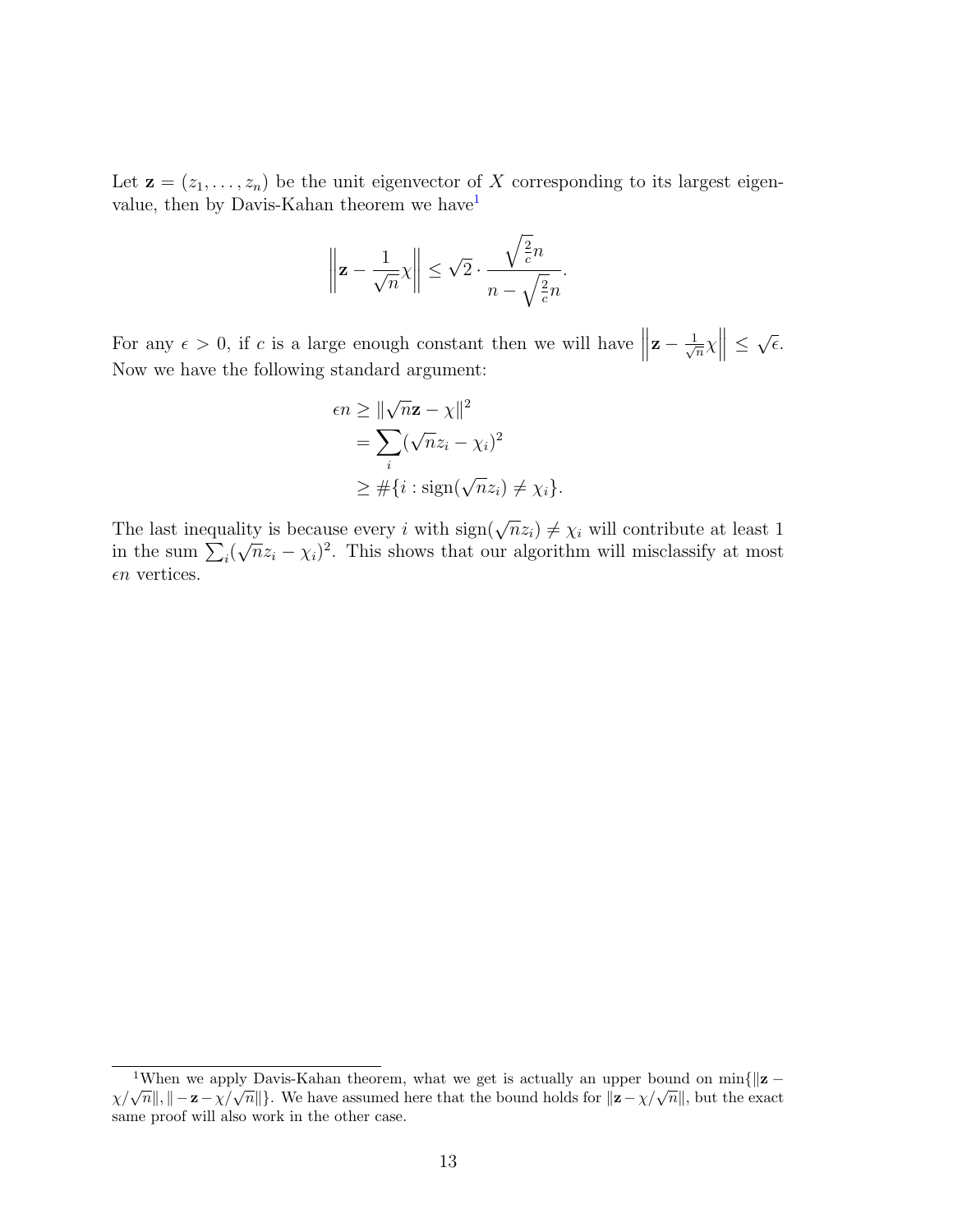Let $\mathbf{z} = (z_1, \ldots, z_n)$ be the unit eigenvector of $X$ corresponding to its largest eigenvalue, then by Davis-Kahan theorem we have[1]

$$\left\| \mathbf{z} - \frac{1}{\sqrt{n}}\chi \right\| \leq \sqrt{2} \cdot \frac{\sqrt{\frac{2}{c}}n}{n - \sqrt{\frac{2}{c}}n}.$$

For any $\epsilon > 0$, if $c$ is a large enough constant then we will have $\left\| \mathbf{z} - \frac{1}{\sqrt{n}}\chi \right\| \leq \sqrt{\epsilon}$. Now we have the following standard argument:

$$\begin{aligned}
\epsilon n &\geq \|\sqrt{n}\mathbf{z} - \chi\|^2 \\
&= \sum_i (\sqrt{n}z_i - \chi_i)^2 \\
&\geq \#\{i : \text{sign}(\sqrt{n}z_i) \neq \chi_i\}.
\end{aligned}$$

The last inequality is because every $i$ with $\text{sign}(\sqrt{n}z_i) \neq \chi_i$ will contribute at least 1 in the sum $\sum_i (\sqrt{n}z_i - \chi_i)^2$. This shows that our algorithm will misclassify at most $\epsilon n$ vertices.

[1] When we apply Davis-Kahan theorem, what we get is actually an upper bound on $\min\{\|\mathbf{z} - \chi/\sqrt{n}\|, \|-\mathbf{z} - \chi/\sqrt{n}\|\}$. We have assumed here that the bound holds for $\|\mathbf{z} - \chi/\sqrt{n}\|$, but the exact same proof will also work in the other case.